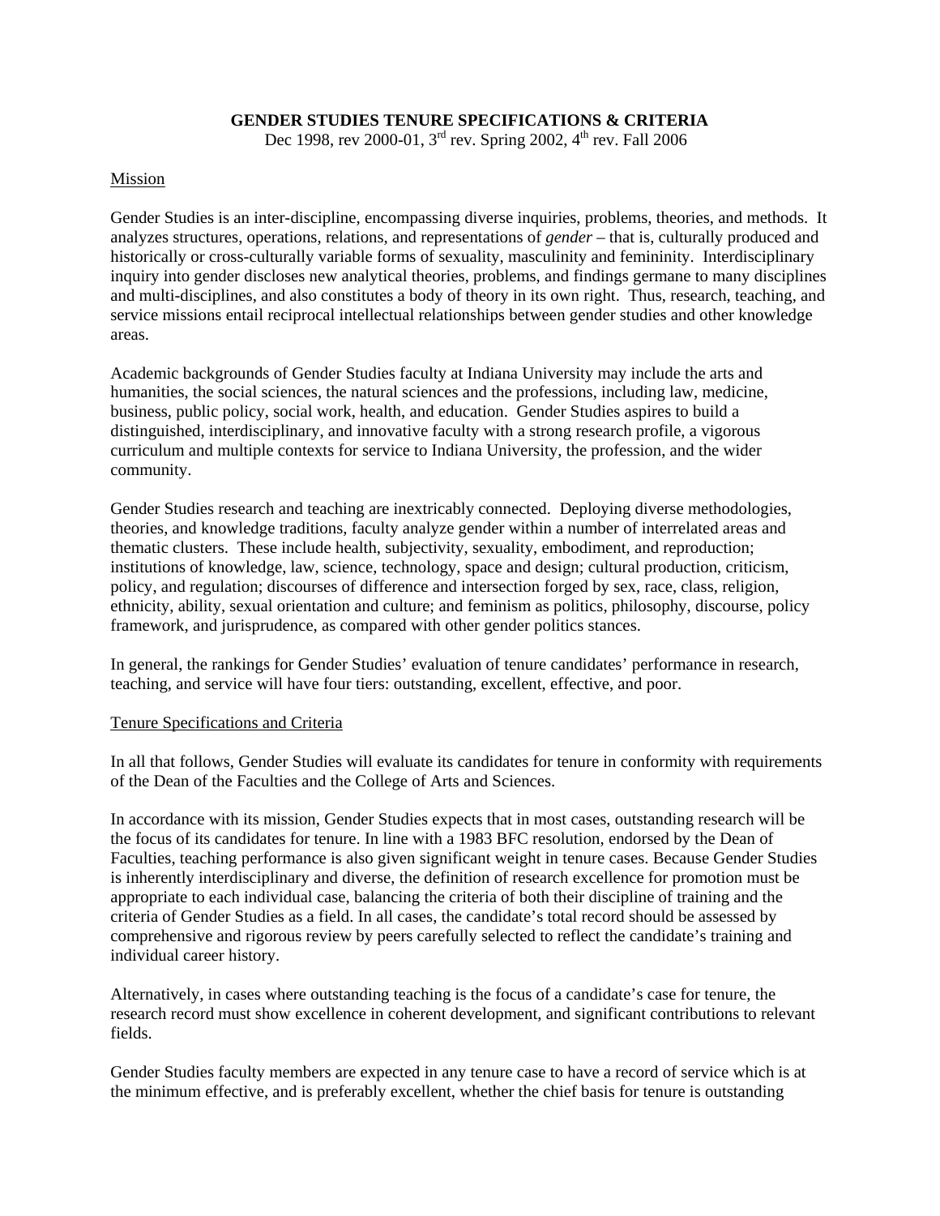# GENDER STUDIES TENURE SPECIFICATIONS & CRITERIA

Dec 1998, rev 2000-01, 3rd rev. Spring 2002, 4th rev. Fall 2006

## Mission

Gender Studies is an inter-discipline, encompassing diverse inquiries, problems, theories, and methods. It analyzes structures, operations, relations, and representations of *gender* – that is, culturally produced and historically or cross-culturally variable forms of sexuality, masculinity and femininity. Interdisciplinary inquiry into gender discloses new analytical theories, problems, and findings germane to many disciplines and multi-disciplines, and also constitutes a body of theory in its own right. Thus, research, teaching, and service missions entail reciprocal intellectual relationships between gender studies and other knowledge areas.

Academic backgrounds of Gender Studies faculty at Indiana University may include the arts and humanities, the social sciences, the natural sciences and the professions, including law, medicine, business, public policy, social work, health, and education. Gender Studies aspires to build a distinguished, interdisciplinary, and innovative faculty with a strong research profile, a vigorous curriculum and multiple contexts for service to Indiana University, the profession, and the wider community.

Gender Studies research and teaching are inextricably connected. Deploying diverse methodologies, theories, and knowledge traditions, faculty analyze gender within a number of interrelated areas and thematic clusters. These include health, subjectivity, sexuality, embodiment, and reproduction; institutions of knowledge, law, science, technology, space and design; cultural production, criticism, policy, and regulation; discourses of difference and intersection forged by sex, race, class, religion, ethnicity, ability, sexual orientation and culture; and feminism as politics, philosophy, discourse, policy framework, and jurisprudence, as compared with other gender politics stances.

In general, the rankings for Gender Studies' evaluation of tenure candidates' performance in research, teaching, and service will have four tiers: outstanding, excellent, effective, and poor.

## Tenure Specifications and Criteria

In all that follows, Gender Studies will evaluate its candidates for tenure in conformity with requirements of the Dean of the Faculties and the College of Arts and Sciences.

In accordance with its mission, Gender Studies expects that in most cases, outstanding research will be the focus of its candidates for tenure. In line with a 1983 BFC resolution, endorsed by the Dean of Faculties, teaching performance is also given significant weight in tenure cases. Because Gender Studies is inherently interdisciplinary and diverse, the definition of research excellence for promotion must be appropriate to each individual case, balancing the criteria of both their discipline of training and the criteria of Gender Studies as a field. In all cases, the candidate's total record should be assessed by comprehensive and rigorous review by peers carefully selected to reflect the candidate's training and individual career history.

Alternatively, in cases where outstanding teaching is the focus of a candidate's case for tenure, the research record must show excellence in coherent development, and significant contributions to relevant fields.

Gender Studies faculty members are expected in any tenure case to have a record of service which is at the minimum effective, and is preferably excellent, whether the chief basis for tenure is outstanding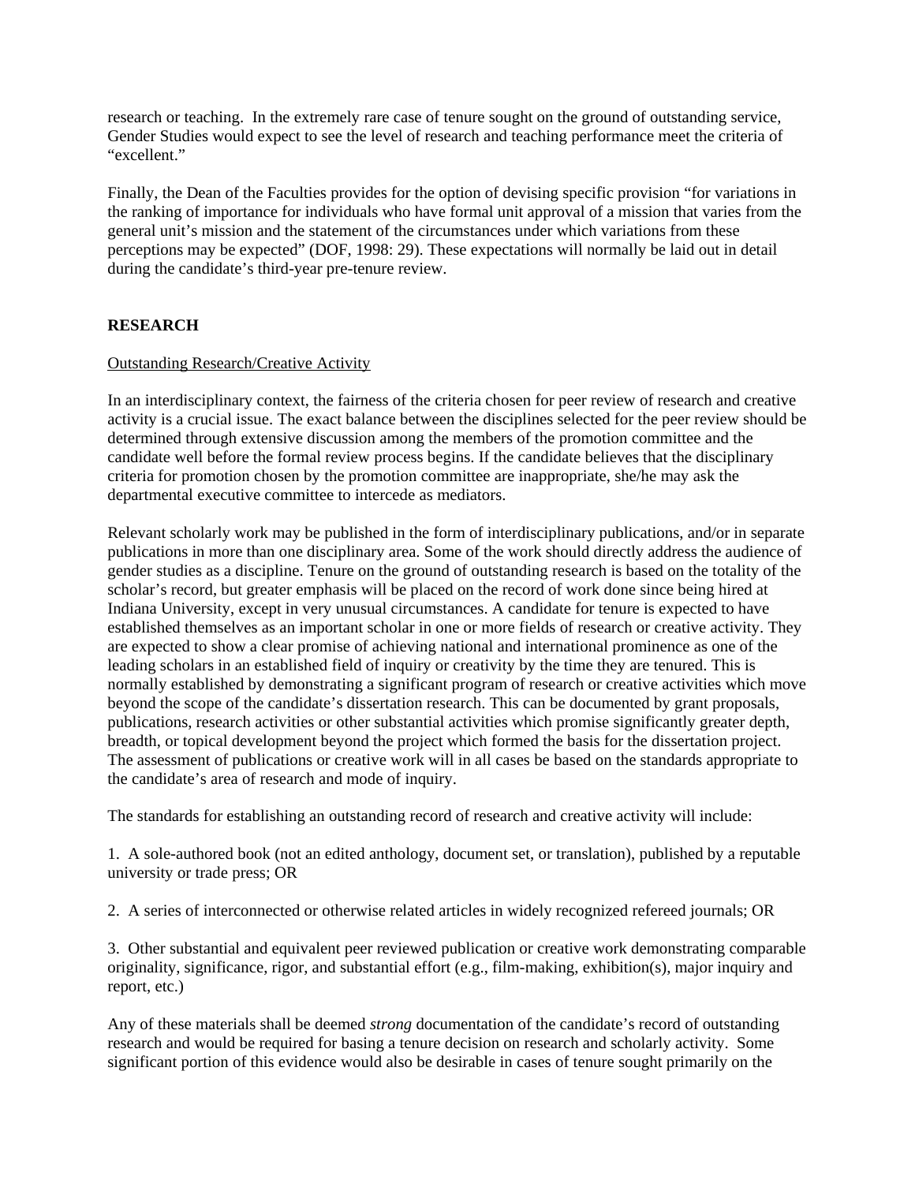research or teaching. In the extremely rare case of tenure sought on the ground of outstanding service, Gender Studies would expect to see the level of research and teaching performance meet the criteria of "excellent."

Finally, the Dean of the Faculties provides for the option of devising specific provision "for variations in the ranking of importance for individuals who have formal unit approval of a mission that varies from the general unit's mission and the statement of the circumstances under which variations from these perceptions may be expected" (DOF, 1998: 29). These expectations will normally be laid out in detail during the candidate's third-year pre-tenure review.

## RESEARCH

Outstanding Research/Creative Activity

In an interdisciplinary context, the fairness of the criteria chosen for peer review of research and creative activity is a crucial issue. The exact balance between the disciplines selected for the peer review should be determined through extensive discussion among the members of the promotion committee and the candidate well before the formal review process begins. If the candidate believes that the disciplinary criteria for promotion chosen by the promotion committee are inappropriate, she/he may ask the departmental executive committee to intercede as mediators.

Relevant scholarly work may be published in the form of interdisciplinary publications, and/or in separate publications in more than one disciplinary area. Some of the work should directly address the audience of gender studies as a discipline. Tenure on the ground of outstanding research is based on the totality of the scholar's record, but greater emphasis will be placed on the record of work done since being hired at Indiana University, except in very unusual circumstances. A candidate for tenure is expected to have established themselves as an important scholar in one or more fields of research or creative activity. They are expected to show a clear promise of achieving national and international prominence as one of the leading scholars in an established field of inquiry or creativity by the time they are tenured. This is normally established by demonstrating a significant program of research or creative activities which move beyond the scope of the candidate's dissertation research. This can be documented by grant proposals, publications, research activities or other substantial activities which promise significantly greater depth, breadth, or topical development beyond the project which formed the basis for the dissertation project. The assessment of publications or creative work will in all cases be based on the standards appropriate to the candidate's area of research and mode of inquiry.

The standards for establishing an outstanding record of research and creative activity will include:

1. A sole-authored book (not an edited anthology, document set, or translation), published by a reputable university or trade press; OR

2. A series of interconnected or otherwise related articles in widely recognized refereed journals; OR

3. Other substantial and equivalent peer reviewed publication or creative work demonstrating comparable originality, significance, rigor, and substantial effort (e.g., film-making, exhibition(s), major inquiry and report, etc.)

Any of these materials shall be deemed *strong* documentation of the candidate's record of outstanding research and would be required for basing a tenure decision on research and scholarly activity. Some significant portion of this evidence would also be desirable in cases of tenure sought primarily on the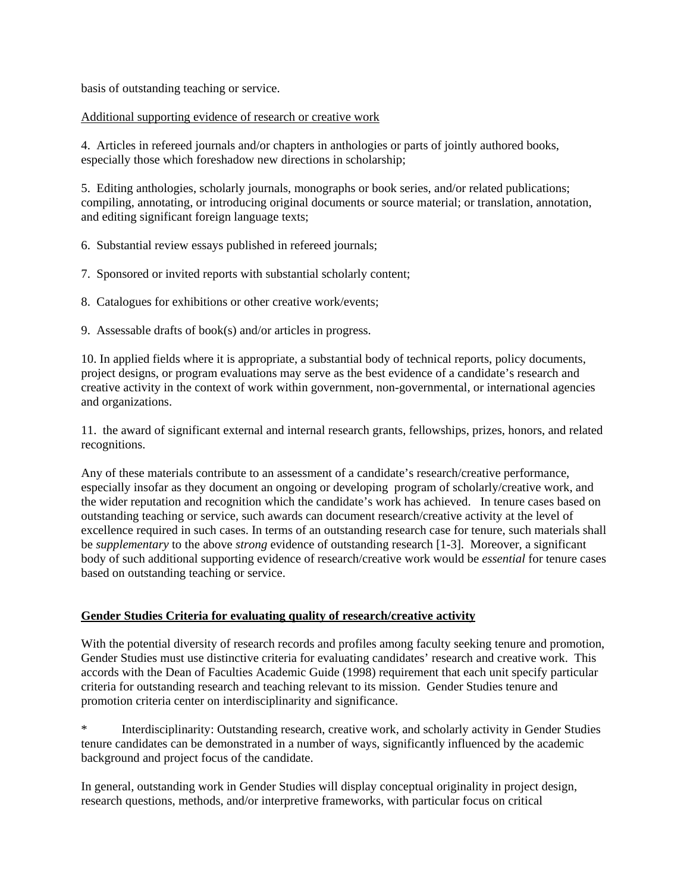basis of outstanding teaching or service.

<u>Additional supporting evidence of research or creative work</u>

4. Articles in refereed journals and/or chapters in anthologies or parts of jointly authored books, especially those which foreshadow new directions in scholarship;

5. Editing anthologies, scholarly journals, monographs or book series, and/or related publications; compiling, annotating, or introducing original documents or source material; or translation, annotation, and editing significant foreign language texts;

6. Substantial review essays published in refereed journals;

7. Sponsored or invited reports with substantial scholarly content;

8. Catalogues for exhibitions or other creative work/events;

9. Assessable drafts of book(s) and/or articles in progress.

10. In applied fields where it is appropriate, a substantial body of technical reports, policy documents, project designs, or program evaluations may serve as the best evidence of a candidate's research and creative activity in the context of work within government, non-governmental, or international agencies and organizations.

11. the award of significant external and internal research grants, fellowships, prizes, honors, and related recognitions.

Any of these materials contribute to an assessment of a candidate's research/creative performance, especially insofar as they document an ongoing or developing program of scholarly/creative work, and the wider reputation and recognition which the candidate's work has achieved. In tenure cases based on outstanding teaching or service, such awards can document research/creative activity at the level of excellence required in such cases. In terms of an outstanding research case for tenure, such materials shall be *supplementary* to the above *strong* evidence of outstanding research [1-3]. Moreover, a significant body of such additional supporting evidence of research/creative work would be *essential* for tenure cases based on outstanding teaching or service.

**<u>Gender Studies Criteria for evaluating quality of research/creative activity</u>**

With the potential diversity of research records and profiles among faculty seeking tenure and promotion, Gender Studies must use distinctive criteria for evaluating candidates' research and creative work. This accords with the Dean of Faculties Academic Guide (1998) requirement that each unit specify particular criteria for outstanding research and teaching relevant to its mission. Gender Studies tenure and promotion criteria center on interdisciplinarity and significance.

* Interdisciplinarity: Outstanding research, creative work, and scholarly activity in Gender Studies tenure candidates can be demonstrated in a number of ways, significantly influenced by the academic background and project focus of the candidate.

In general, outstanding work in Gender Studies will display conceptual originality in project design, research questions, methods, and/or interpretive frameworks, with particular focus on critical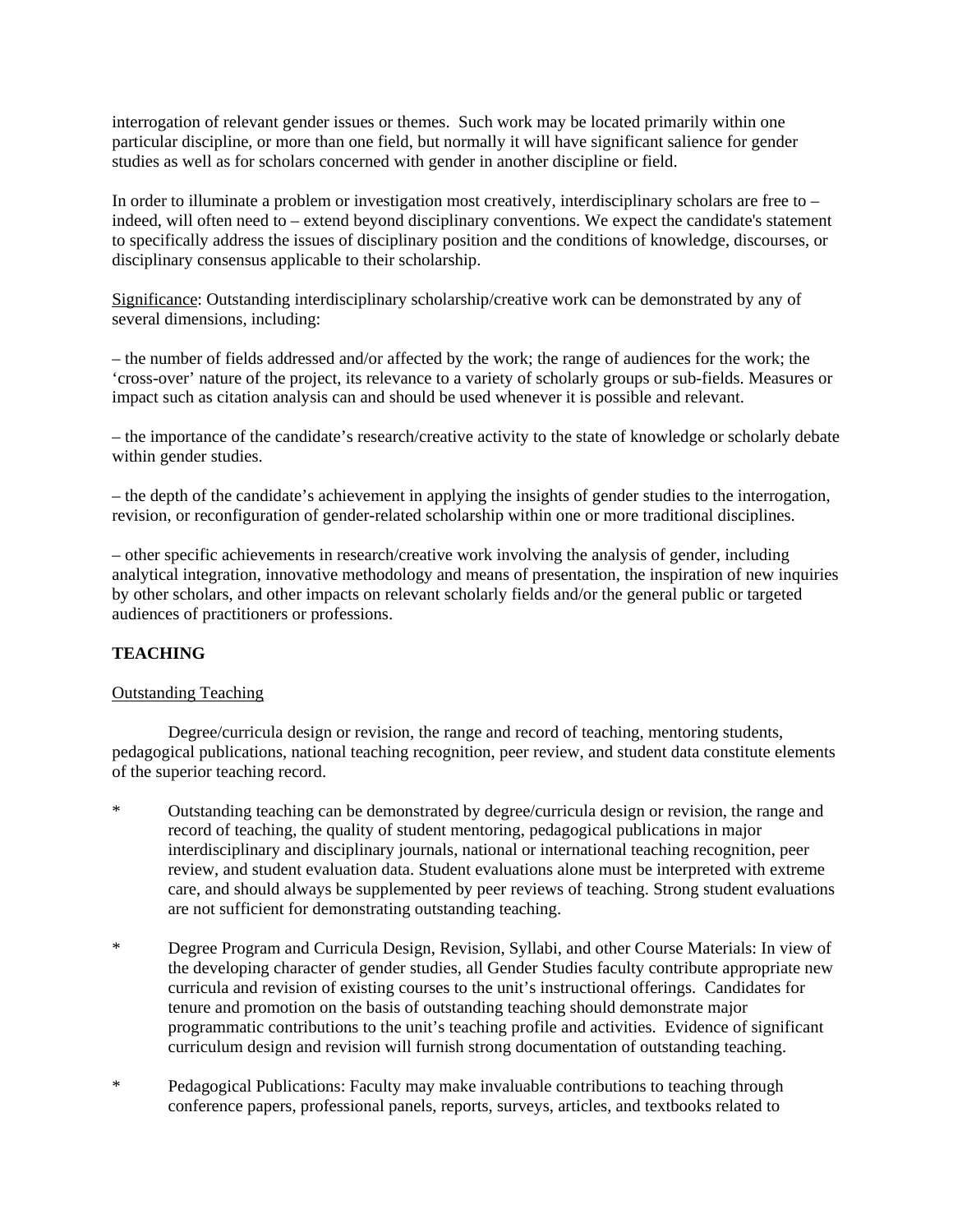interrogation of relevant gender issues or themes. Such work may be located primarily within one particular discipline, or more than one field, but normally it will have significant salience for gender studies as well as for scholars concerned with gender in another discipline or field.

In order to illuminate a problem or investigation most creatively, interdisciplinary scholars are free to – indeed, will often need to – extend beyond disciplinary conventions. We expect the candidate's statement to specifically address the issues of disciplinary position and the conditions of knowledge, discourses, or disciplinary consensus applicable to their scholarship.

<u>Significance</u>: Outstanding interdisciplinary scholarship/creative work can be demonstrated by any of several dimensions, including:

– the number of fields addressed and/or affected by the work; the range of audiences for the work; the 'cross-over' nature of the project, its relevance to a variety of scholarly groups or sub-fields. Measures or impact such as citation analysis can and should be used whenever it is possible and relevant.

– the importance of the candidate's research/creative activity to the state of knowledge or scholarly debate within gender studies.

– the depth of the candidate's achievement in applying the insights of gender studies to the interrogation, revision, or reconfiguration of gender-related scholarship within one or more traditional disciplines.

– other specific achievements in research/creative work involving the analysis of gender, including analytical integration, innovative methodology and means of presentation, the inspiration of new inquiries by other scholars, and other impacts on relevant scholarly fields and/or the general public or targeted audiences of practitioners or professions.

**TEACHING**

<u>Outstanding Teaching</u>

Degree/curricula design or revision, the range and record of teaching, mentoring students, pedagogical publications, national teaching recognition, peer review, and student data constitute elements of the superior teaching record.

* Outstanding teaching can be demonstrated by degree/curricula design or revision, the range and record of teaching, the quality of student mentoring, pedagogical publications in major interdisciplinary and disciplinary journals, national or international teaching recognition, peer review, and student evaluation data. Student evaluations alone must be interpreted with extreme care, and should always be supplemented by peer reviews of teaching. Strong student evaluations are not sufficient for demonstrating outstanding teaching.

* Degree Program and Curricula Design, Revision, Syllabi, and other Course Materials: In view of the developing character of gender studies, all Gender Studies faculty contribute appropriate new curricula and revision of existing courses to the unit's instructional offerings. Candidates for tenure and promotion on the basis of outstanding teaching should demonstrate major programmatic contributions to the unit's teaching profile and activities. Evidence of significant curriculum design and revision will furnish strong documentation of outstanding teaching.

* Pedagogical Publications: Faculty may make invaluable contributions to teaching through conference papers, professional panels, reports, surveys, articles, and textbooks related to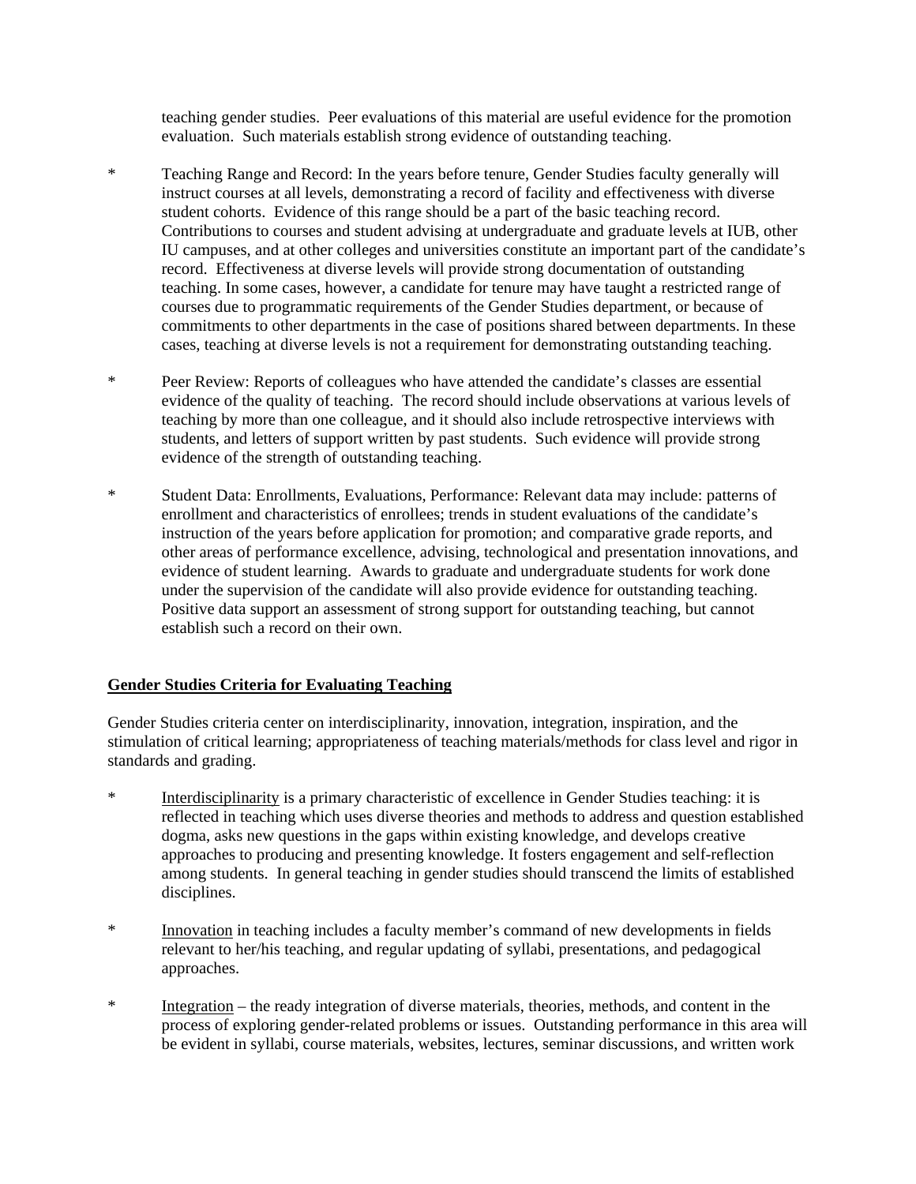teaching gender studies. Peer evaluations of this material are useful evidence for the promotion evaluation. Such materials establish strong evidence of outstanding teaching.

* Teaching Range and Record: In the years before tenure, Gender Studies faculty generally will instruct courses at all levels, demonstrating a record of facility and effectiveness with diverse student cohorts. Evidence of this range should be a part of the basic teaching record. Contributions to courses and student advising at undergraduate and graduate levels at IUB, other IU campuses, and at other colleges and universities constitute an important part of the candidate's record. Effectiveness at diverse levels will provide strong documentation of outstanding teaching. In some cases, however, a candidate for tenure may have taught a restricted range of courses due to programmatic requirements of the Gender Studies department, or because of commitments to other departments in the case of positions shared between departments. In these cases, teaching at diverse levels is not a requirement for demonstrating outstanding teaching.

* Peer Review: Reports of colleagues who have attended the candidate's classes are essential evidence of the quality of teaching. The record should include observations at various levels of teaching by more than one colleague, and it should also include retrospective interviews with students, and letters of support written by past students. Such evidence will provide strong evidence of the strength of outstanding teaching.

* Student Data: Enrollments, Evaluations, Performance: Relevant data may include: patterns of enrollment and characteristics of enrollees; trends in student evaluations of the candidate's instruction of the years before application for promotion; and comparative grade reports, and other areas of performance excellence, advising, technological and presentation innovations, and evidence of student learning. Awards to graduate and undergraduate students for work done under the supervision of the candidate will also provide evidence for outstanding teaching. Positive data support an assessment of strong support for outstanding teaching, but cannot establish such a record on their own.

## Gender Studies Criteria for Evaluating Teaching

Gender Studies criteria center on interdisciplinarity, innovation, integration, inspiration, and the stimulation of critical learning; appropriateness of teaching materials/methods for class level and rigor in standards and grading.

* Interdisciplinarity is a primary characteristic of excellence in Gender Studies teaching: it is reflected in teaching which uses diverse theories and methods to address and question established dogma, asks new questions in the gaps within existing knowledge, and develops creative approaches to producing and presenting knowledge. It fosters engagement and self-reflection among students. In general teaching in gender studies should transcend the limits of established disciplines.

* Innovation in teaching includes a faculty member's command of new developments in fields relevant to her/his teaching, and regular updating of syllabi, presentations, and pedagogical approaches.

* Integration – the ready integration of diverse materials, theories, methods, and content in the process of exploring gender-related problems or issues. Outstanding performance in this area will be evident in syllabi, course materials, websites, lectures, seminar discussions, and written work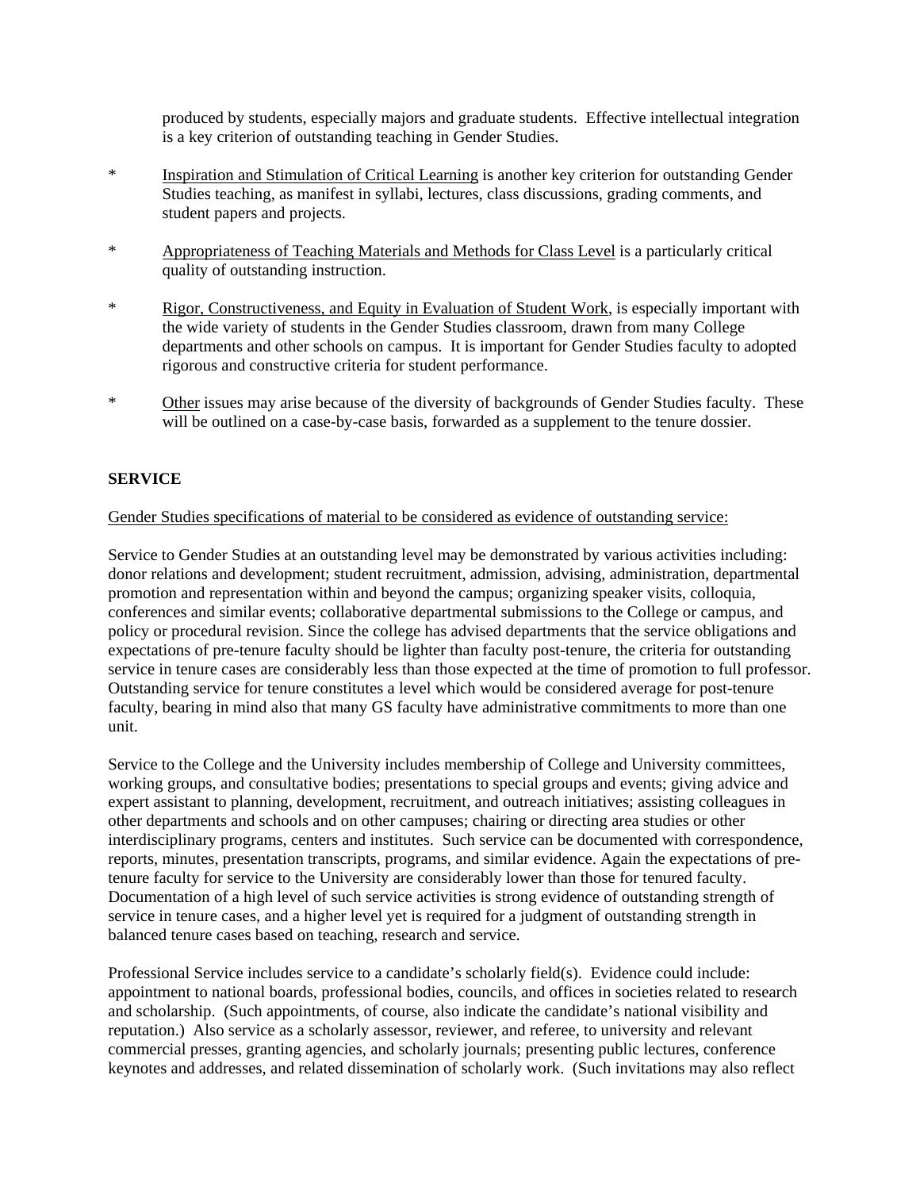produced by students, especially majors and graduate students. Effective intellectual integration is a key criterion of outstanding teaching in Gender Studies.

* Inspiration and Stimulation of Critical Learning is another key criterion for outstanding Gender Studies teaching, as manifest in syllabi, lectures, class discussions, grading comments, and student papers and projects.

* Appropriateness of Teaching Materials and Methods for Class Level is a particularly critical quality of outstanding instruction.

* Rigor, Constructiveness, and Equity in Evaluation of Student Work, is especially important with the wide variety of students in the Gender Studies classroom, drawn from many College departments and other schools on campus. It is important for Gender Studies faculty to adopted rigorous and constructive criteria for student performance.

* Other issues may arise because of the diversity of backgrounds of Gender Studies faculty. These will be outlined on a case-by-case basis, forwarded as a supplement to the tenure dossier.

**SERVICE**

Gender Studies specifications of material to be considered as evidence of outstanding service:

Service to Gender Studies at an outstanding level may be demonstrated by various activities including: donor relations and development; student recruitment, admission, advising, administration, departmental promotion and representation within and beyond the campus; organizing speaker visits, colloquia, conferences and similar events; collaborative departmental submissions to the College or campus, and policy or procedural revision. Since the college has advised departments that the service obligations and expectations of pre-tenure faculty should be lighter than faculty post-tenure, the criteria for outstanding service in tenure cases are considerably less than those expected at the time of promotion to full professor. Outstanding service for tenure constitutes a level which would be considered average for post-tenure faculty, bearing in mind also that many GS faculty have administrative commitments to more than one unit.

Service to the College and the University includes membership of College and University committees, working groups, and consultative bodies; presentations to special groups and events; giving advice and expert assistant to planning, development, recruitment, and outreach initiatives; assisting colleagues in other departments and schools and on other campuses; chairing or directing area studies or other interdisciplinary programs, centers and institutes. Such service can be documented with correspondence, reports, minutes, presentation transcripts, programs, and similar evidence. Again the expectations of pre-tenure faculty for service to the University are considerably lower than those for tenured faculty. Documentation of a high level of such service activities is strong evidence of outstanding strength of service in tenure cases, and a higher level yet is required for a judgment of outstanding strength in balanced tenure cases based on teaching, research and service.

Professional Service includes service to a candidate's scholarly field(s). Evidence could include: appointment to national boards, professional bodies, councils, and offices in societies related to research and scholarship. (Such appointments, of course, also indicate the candidate's national visibility and reputation.) Also service as a scholarly assessor, reviewer, and referee, to university and relevant commercial presses, granting agencies, and scholarly journals; presenting public lectures, conference keynotes and addresses, and related dissemination of scholarly work. (Such invitations may also reflect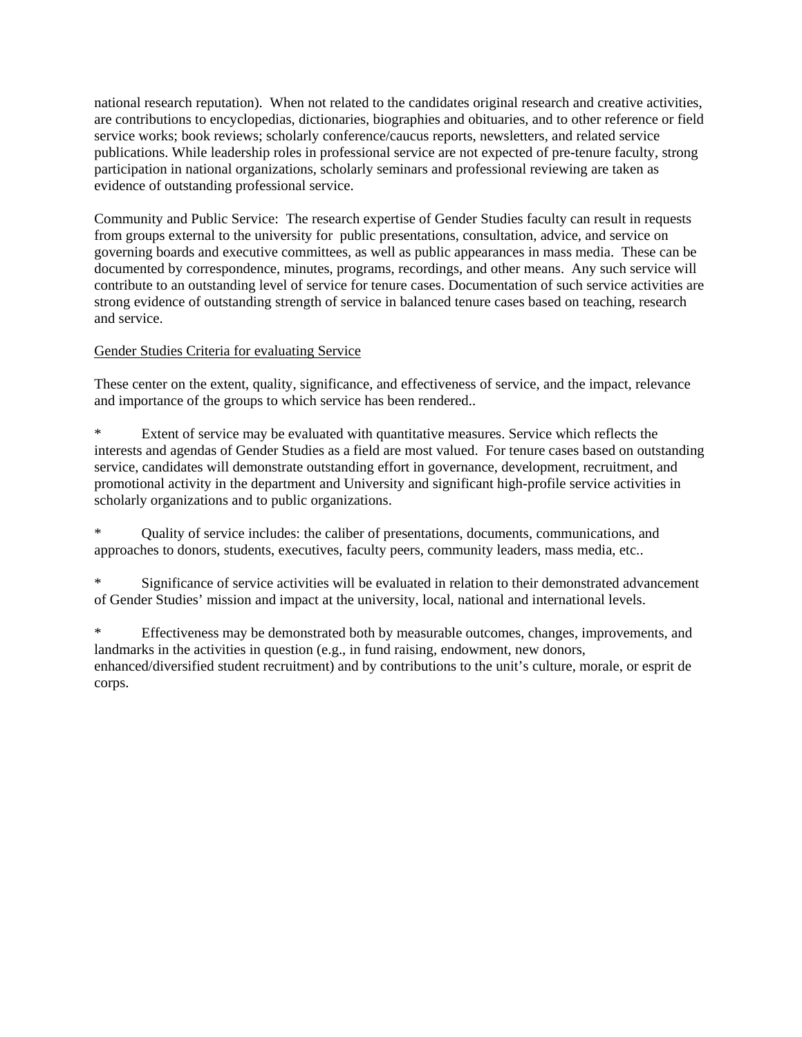national research reputation). When not related to the candidates original research and creative activities, are contributions to encyclopedias, dictionaries, biographies and obituaries, and to other reference or field service works; book reviews; scholarly conference/caucus reports, newsletters, and related service publications. While leadership roles in professional service are not expected of pre-tenure faculty, strong participation in national organizations, scholarly seminars and professional reviewing are taken as evidence of outstanding professional service.

Community and Public Service: The research expertise of Gender Studies faculty can result in requests from groups external to the university for public presentations, consultation, advice, and service on governing boards and executive committees, as well as public appearances in mass media. These can be documented by correspondence, minutes, programs, recordings, and other means. Any such service will contribute to an outstanding level of service for tenure cases. Documentation of such service activities are strong evidence of outstanding strength of service in balanced tenure cases based on teaching, research and service.

<u>Gender Studies Criteria for evaluating Service</u>

These center on the extent, quality, significance, and effectiveness of service, and the impact, relevance and importance of the groups to which service has been rendered..

* Extent of service may be evaluated with quantitative measures. Service which reflects the interests and agendas of Gender Studies as a field are most valued. For tenure cases based on outstanding service, candidates will demonstrate outstanding effort in governance, development, recruitment, and promotional activity in the department and University and significant high-profile service activities in scholarly organizations and to public organizations.

* Quality of service includes: the caliber of presentations, documents, communications, and approaches to donors, students, executives, faculty peers, community leaders, mass media, etc..

* Significance of service activities will be evaluated in relation to their demonstrated advancement of Gender Studies' mission and impact at the university, local, national and international levels.

* Effectiveness may be demonstrated both by measurable outcomes, changes, improvements, and landmarks in the activities in question (e.g., in fund raising, endowment, new donors, enhanced/diversified student recruitment) and by contributions to the unit's culture, morale, or esprit de corps.